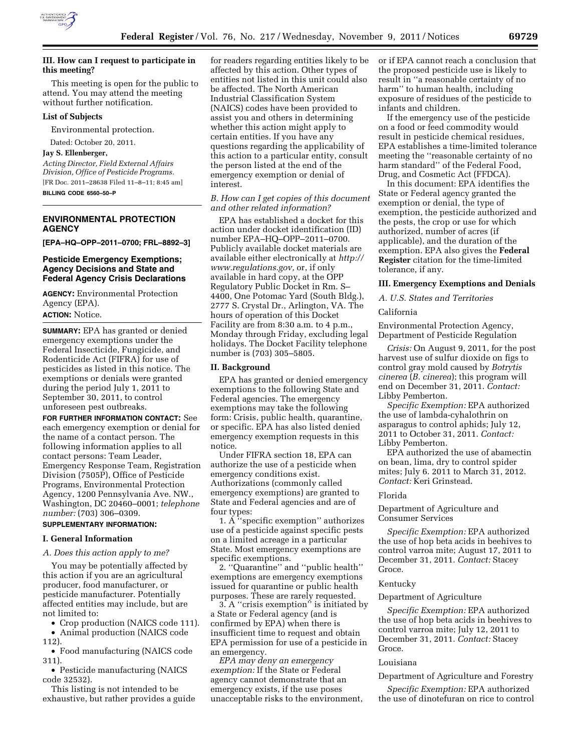### III. How can I request to participate in this meeting?

This meeting is open for the public to attend. You may attend the meeting without further notification.

**List of Subjects**

Environmental protection.

Dated: October 20, 2011.

**Jay S. Ellenberger,**

*Acting Director, Field External Affairs Division, Office of Pesticide Programs.*

[FR Doc. 2011–28638 Filed 11–8–11; 8:45 am]

**BILLING CODE 6560–50–P**

---

## ENVIRONMENTAL PROTECTION AGENCY

**[EPA–HQ–OPP–2011–0700; FRL–8892–3]**

## Pesticide Emergency Exemptions; Agency Decisions and State and Federal Agency Crisis Declarations

**AGENCY:** Environmental Protection Agency (EPA).

**ACTION:** Notice.

**SUMMARY:** EPA has granted or denied emergency exemptions under the Federal Insecticide, Fungicide, and Rodenticide Act (FIFRA) for use of pesticides as listed in this notice. The exemptions or denials were granted during the period July 1, 2011 to September 30, 2011, to control unforeseen pest outbreaks.

**FOR FURTHER INFORMATION CONTACT:** See each emergency exemption or denial for the name of a contact person. The following information applies to all contact persons: Team Leader, Emergency Response Team, Registration Division (7505P), Office of Pesticide Programs, Environmental Protection Agency, 1200 Pennsylvania Ave. NW., Washington, DC 20460–0001; *telephone number:* (703) 306–0309.

**SUPPLEMENTARY INFORMATION:**

### I. General Information

*A. Does this action apply to me?*

You may be potentially affected by this action if you are an agricultural producer, food manufacturer, or pesticide manufacturer. Potentially affected entities may include, but are not limited to:

- Crop production (NAICS code 111).
- Animal production (NAICS code 112).
- Food manufacturing (NAICS code 311).
- Pesticide manufacturing (NAICS code 32532).

This listing is not intended to be exhaustive, but rather provides a guide for readers regarding entities likely to be affected by this action. Other types of entities not listed in this unit could also be affected. The North American Industrial Classification System (NAICS) codes have been provided to assist you and others in determining whether this action might apply to certain entities. If you have any questions regarding the applicability of this action to a particular entity, consult the person listed at the end of the emergency exemption or denial of interest.

*B. How can I get copies of this document and other related information?*

EPA has established a docket for this action under docket identification (ID) number EPA–HQ–OPP–2011–0700. Publicly available docket materials are available either electronically at *http://www.regulations.gov,* or, if only available in hard copy, at the OPP Regulatory Public Docket in Rm. S–4400, One Potomac Yard (South Bldg.), 2777 S. Crystal Dr., Arlington, VA. The hours of operation of this Docket Facility are from 8:30 a.m. to 4 p.m., Monday through Friday, excluding legal holidays. The Docket Facility telephone number is (703) 305–5805.

### II. Background

EPA has granted or denied emergency exemptions to the following State and Federal agencies. The emergency exemptions may take the following form: Crisis, public health, quarantine, or specific. EPA has also listed denied emergency exemption requests in this notice.

Under FIFRA section 18, EPA can authorize the use of a pesticide when emergency conditions exist. Authorizations (commonly called emergency exemptions) are granted to State and Federal agencies and are of four types:

1. A "specific exemption" authorizes use of a pesticide against specific pests on a limited acreage in a particular State. Most emergency exemptions are specific exemptions.

2. "Quarantine" and "public health" exemptions are emergency exemptions issued for quarantine or public health purposes. These are rarely requested.

3. A "crisis exemption" is initiated by a State or Federal agency (and is confirmed by EPA) when there is insufficient time to request and obtain EPA permission for use of a pesticide in an emergency.

*EPA may deny an emergency exemption:* If the State or Federal agency cannot demonstrate that an emergency exists, if the use poses unacceptable risks to the environment, or if EPA cannot reach a conclusion that the proposed pesticide use is likely to result in "a reasonable certainty of no harm" to human health, including exposure of residues of the pesticide to infants and children.

If the emergency use of the pesticide on a food or feed commodity would result in pesticide chemical residues, EPA establishes a time-limited tolerance meeting the "reasonable certainty of no harm standard" of the Federal Food, Drug, and Cosmetic Act (FFDCA).

In this document: EPA identifies the State or Federal agency granted the exemption or denial, the type of exemption, the pesticide authorized and the pests, the crop or use for which authorized, number of acres (if applicable), and the duration of the exemption. EPA also gives the **Federal Register** citation for the time-limited tolerance, if any.

### III. Emergency Exemptions and Denials

*A. U.S. States and Territories*

California

Environmental Protection Agency, Department of Pesticide Regulation

*Crisis:* On August 9, 2011, for the post harvest use of sulfur dioxide on figs to control gray mold caused by *Botrytis cinerea* (*B. cinerea*); this program will end on December 31, 2011. *Contact:* Libby Pemberton.

*Specific Exemption:* EPA authorized the use of lambda-cyhalothrin on asparagus to control aphids; July 12, 2011 to October 31, 2011. *Contact:* Libby Pemberton.

EPA authorized the use of abamectin on bean, lima, dry to control spider mites; July 6. 2011 to March 31, 2012. *Contact:* Keri Grinstead.

Florida

Department of Agriculture and Consumer Services

*Specific Exemption:* EPA authorized the use of hop beta acids in beehives to control varroa mite; August 17, 2011 to December 31, 2011. *Contact:* Stacey Groce.

Kentucky

Department of Agriculture

*Specific Exemption:* EPA authorized the use of hop beta acids in beehives to control varroa mite; July 12, 2011 to December 31, 2011. *Contact:* Stacey Groce.

Louisiana

Department of Agriculture and Forestry

*Specific Exemption:* EPA authorized the use of dinotefuran on rice to control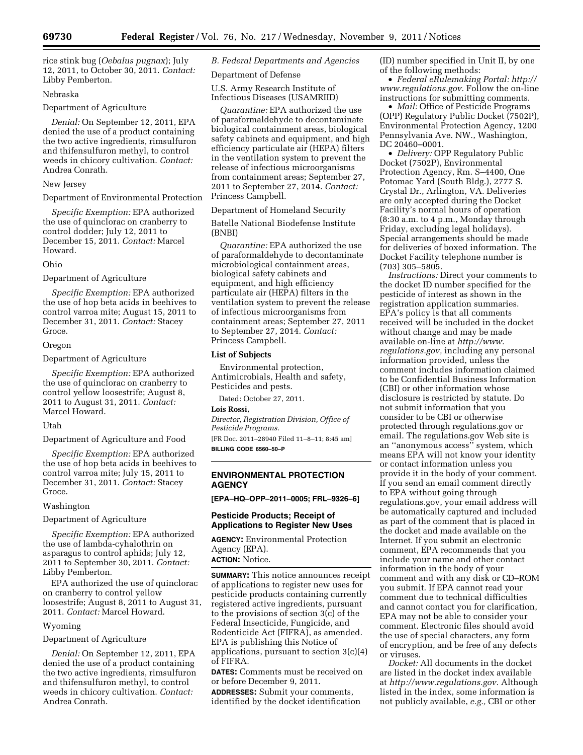rice stink bug (*Oebalus pugnax*); July 12, 2011, to October 30, 2011. *Contact:* Libby Pemberton.

Nebraska

Department of Agriculture

*Denial:* On September 12, 2011, EPA denied the use of a product containing the two active ingredients, rimsulfuron and thifensulfuron methyl, to control weeds in chicory cultivation. *Contact:* Andrea Conrath.

New Jersey

Department of Environmental Protection

*Specific Exemption:* EPA authorized the use of quinclorac on cranberry to control dodder; July 12, 2011 to December 15, 2011. *Contact:* Marcel Howard.

Ohio

Department of Agriculture

*Specific Exemption:* EPA authorized the use of hop beta acids in beehives to control varroa mite; August 15, 2011 to December 31, 2011. *Contact:* Stacey Groce.

Oregon

Department of Agriculture

*Specific Exemption:* EPA authorized the use of quinclorac on cranberry to control yellow loosestrife; August 8, 2011 to August 31, 2011. *Contact:* Marcel Howard.

Utah

Department of Agriculture and Food

*Specific Exemption:* EPA authorized the use of hop beta acids in beehives to control varroa mite; July 15, 2011 to December 31, 2011. *Contact:* Stacey Groce.

Washington

Department of Agriculture

*Specific Exemption:* EPA authorized the use of lambda-cyhalothrin on asparagus to control aphids; July 12, 2011 to September 30, 2011. *Contact:* Libby Pemberton.

EPA authorized the use of quinclorac on cranberry to control yellow loosestrife; August 8, 2011 to August 31, 2011. *Contact:* Marcel Howard.

Wyoming

Department of Agriculture

*Denial:* On September 12, 2011, EPA denied the use of a product containing the two active ingredients, rimsulfuron and thifensulfuron methyl, to control weeds in chicory cultivation. *Contact:* Andrea Conrath.

*B. Federal Departments and Agencies*

Department of Defense

U.S. Army Research Institute of Infectious Diseases (USAMRIID)

*Quarantine:* EPA authorized the use of paraformaldehyde to decontaminate biological containment areas, biological safety cabinets and equipment, and high efficiency particulate air (HEPA) filters in the ventilation system to prevent the release of infectious microorganisms from containment areas; September 27, 2011 to September 27, 2014. *Contact:* Princess Campbell.

Department of Homeland Security

Batelle National Biodefense Institute (BNBI)

*Quarantine:* EPA authorized the use of paraformaldehyde to decontaminate microbiological containment areas, biological safety cabinets and equipment, and high efficiency particulate air (HEPA) filters in the ventilation system to prevent the release of infectious microorganisms from containment areas; September 27, 2011 to September 27, 2014. *Contact:* Princess Campbell.

**List of Subjects**

Environmental protection, Antimicrobials, Health and safety, Pesticides and pests.

Dated: October 27, 2011.

**Lois Rossi,**

*Director, Registration Division, Office of Pesticide Programs.*

[FR Doc. 2011–28940 Filed 11–8–11; 8:45 am]

**BILLING CODE 6560–50–P**

## ENVIRONMENTAL PROTECTION AGENCY

**[EPA–HQ–OPP–2011–0005; FRL–9326–6]**

### Pesticide Products; Receipt of Applications to Register New Uses

**AGENCY:** Environmental Protection Agency (EPA).

**ACTION:** Notice.

**SUMMARY:** This notice announces receipt of applications to register new uses for pesticide products containing currently registered active ingredients, pursuant to the provisions of section 3(c) of the Federal Insecticide, Fungicide, and Rodenticide Act (FIFRA), as amended. EPA is publishing this Notice of applications, pursuant to section 3(c)(4) of FIFRA.

**DATES:** Comments must be received on or before December 9, 2011.

**ADDRESSES:** Submit your comments, identified by the docket identification (ID) number specified in Unit II, by one of the following methods:

- *Federal eRulemaking Portal: http://www.regulations.gov.* Follow the on-line instructions for submitting comments.
- *Mail:* Office of Pesticide Programs (OPP) Regulatory Public Docket (7502P), Environmental Protection Agency, 1200 Pennsylvania Ave. NW., Washington, DC 20460–0001.
- *Delivery:* OPP Regulatory Public Docket (7502P), Environmental Protection Agency, Rm. S–4400, One Potomac Yard (South Bldg.), 2777 S. Crystal Dr., Arlington, VA. Deliveries are only accepted during the Docket Facility's normal hours of operation (8:30 a.m. to 4 p.m., Monday through Friday, excluding legal holidays). Special arrangements should be made for deliveries of boxed information. The Docket Facility telephone number is (703) 305–5805.

*Instructions:* Direct your comments to the docket ID number specified for the pesticide of interest as shown in the registration application summaries. EPA's policy is that all comments received will be included in the docket without change and may be made available on-line at *http://www.regulations.gov,* including any personal information provided, unless the comment includes information claimed to be Confidential Business Information (CBI) or other information whose disclosure is restricted by statute. Do not submit information that you consider to be CBI or otherwise protected through regulations.gov or email. The regulations.gov Web site is an "anonymous access" system, which means EPA will not know your identity or contact information unless you provide it in the body of your comment. If you send an email comment directly to EPA without going through regulations.gov, your email address will be automatically captured and included as part of the comment that is placed in the docket and made available on the Internet. If you submit an electronic comment, EPA recommends that you include your name and other contact information in the body of your comment and with any disk or CD–ROM you submit. If EPA cannot read your comment due to technical difficulties and cannot contact you for clarification, EPA may not be able to consider your comment. Electronic files should avoid the use of special characters, any form of encryption, and be free of any defects or viruses.

*Docket:* All documents in the docket are listed in the docket index available at *http://www.regulations.gov.* Although listed in the index, some information is not publicly available, *e.g.,* CBI or other